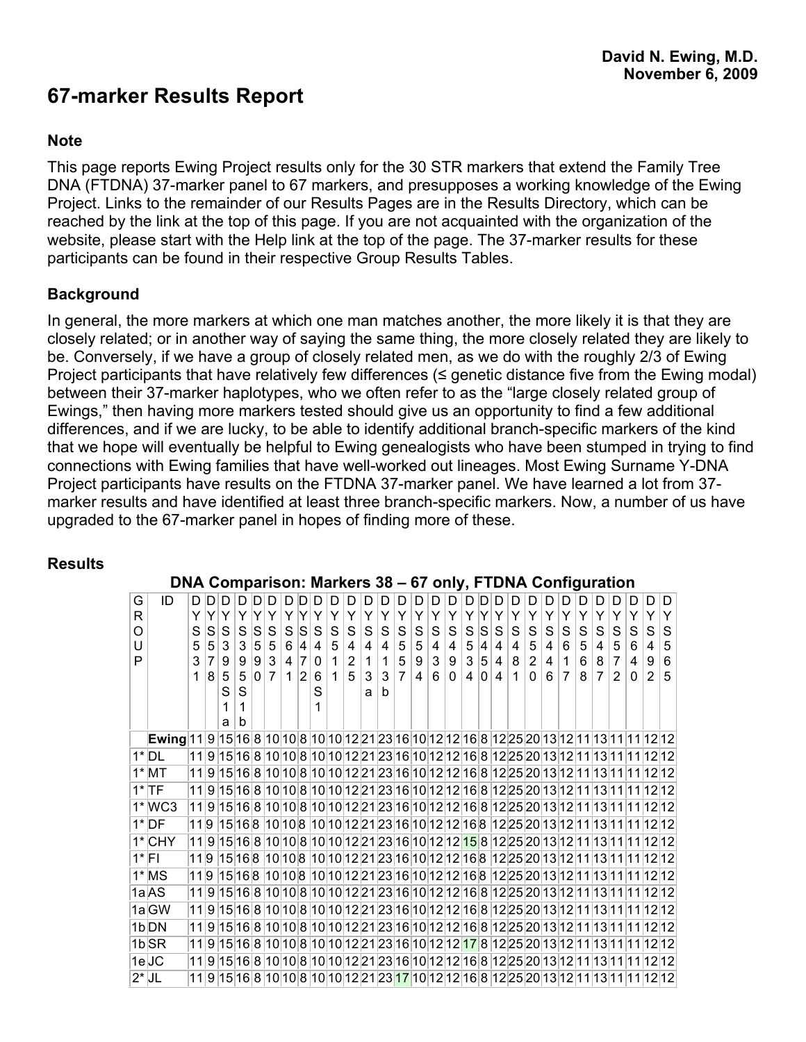David N. Ewing, M.D.
November 6, 2009

# 67-marker Results Report

## Note

This page reports Ewing Project results only for the 30 STR markers that extend the Family Tree DNA (FTDNA) 37-marker panel to 67 markers, and presupposes a working knowledge of the Ewing Project. Links to the remainder of our Results Pages are in the Results Directory, which can be reached by the link at the top of this page. If you are not acquainted with the organization of the website, please start with the Help link at the top of the page. The 37-marker results for these participants can be found in their respective Group Results Tables.

## Background

In general, the more markers at which one man matches another, the more likely it is that they are closely related; or in another way of saying the same thing, the more closely related they are likely to be. Conversely, if we have a group of closely related men, as we do with the roughly 2/3 of Ewing Project participants that have relatively few differences (≤ genetic distance five from the Ewing modal) between their 37-marker haplotypes, who we often refer to as the "large closely related group of Ewings," then having more markers tested should give us an opportunity to find a few additional differences, and if we are lucky, to be able to identify additional branch-specific markers of the kind that we hope will eventually be helpful to Ewing genealogists who have been stumped in trying to find connections with Ewing families that have well-worked out lineages. Most Ewing Surname Y-DNA Project participants have results on the FTDNA 37-marker panel. We have learned a lot from 37-marker results and have identified at least three branch-specific markers. Now, a number of us have upgraded to the 67-marker panel in hopes of finding more of these.

## Results

**DNA Comparison: Markers 38 – 67 only, FTDNA Configuration**

| GROUP | ID | DYS531 | DYS578 | DYS395S1a | DYS395S1b | DYS590 | DYS537 | DYS641 | DYS472 | DYS406S1 | DYS511 | DYS425 | DYS413a | DYS413b | DYS557 | DYS594 | DYS436 | DYS490 | DYS534 | DYS450 | DYS444 | DYS481 | DYS520 | DYS446 | DYS617 | DYS568 | DYS487 | DYS572 | DYS640 | DYS492 | DYS565 |
|---|---|---|---|---|---|---|---|---|---|---|---|---|---|---|---|---|---|---|---|---|---|---|---|---|---|---|---|---|---|---|---|
| | **Ewing** | 11 | 9 | 15 | 16 | 8 | 10 | 10 | 8 | 10 | 10 | 12 | 21 | 23 | 16 | 10 | 12 | 12 | 16 | 8 | 12 | 25 | 20 | 13 | 12 | 11 | 13 | 11 | 11 | 12 | 12 |
| 1* | DL | 11 | 9 | 15 | 16 | 8 | 10 | 10 | 8 | 10 | 10 | 12 | 21 | 23 | 16 | 10 | 12 | 12 | 16 | 8 | 12 | 25 | 20 | 13 | 12 | 11 | 13 | 11 | 11 | 12 | 12 |
| 1* | MT | 11 | 9 | 15 | 16 | 8 | 10 | 10 | 8 | 10 | 10 | 12 | 21 | 23 | 16 | 10 | 12 | 12 | 16 | 8 | 12 | 25 | 20 | 13 | 12 | 11 | 13 | 11 | 11 | 12 | 12 |
| 1* | TF | 11 | 9 | 15 | 16 | 8 | 10 | 10 | 8 | 10 | 10 | 12 | 21 | 23 | 16 | 10 | 12 | 12 | 16 | 8 | 12 | 25 | 20 | 13 | 12 | 11 | 13 | 11 | 11 | 12 | 12 |
| 1* | WC3 | 11 | 9 | 15 | 16 | 8 | 10 | 10 | 8 | 10 | 10 | 12 | 21 | 23 | 16 | 10 | 12 | 12 | 16 | 8 | 12 | 25 | 20 | 13 | 12 | 11 | 13 | 11 | 11 | 12 | 12 |
| 1* | DF | 11 | 9 | 15 | 16 | 8 | 10 | 10 | 8 | 10 | 10 | 12 | 21 | 23 | 16 | 10 | 12 | 12 | 16 | 8 | 12 | 25 | 20 | 13 | 12 | 11 | 13 | 11 | 11 | 12 | 12 |
| 1* | CHY | 11 | 9 | 15 | 16 | 8 | 10 | 10 | 8 | 10 | 10 | 12 | 21 | 23 | 16 | 10 | 12 | 12 | 15 | 8 | 12 | 25 | 20 | 13 | 12 | 11 | 13 | 11 | 11 | 12 | 12 |
| 1* | FI | 11 | 9 | 15 | 16 | 8 | 10 | 10 | 8 | 10 | 10 | 12 | 21 | 23 | 16 | 10 | 12 | 12 | 16 | 8 | 12 | 25 | 20 | 13 | 12 | 11 | 13 | 11 | 11 | 12 | 12 |
| 1* | MS | 11 | 9 | 15 | 16 | 8 | 10 | 10 | 8 | 10 | 10 | 12 | 21 | 23 | 16 | 10 | 12 | 12 | 16 | 8 | 12 | 25 | 20 | 13 | 12 | 11 | 13 | 11 | 11 | 12 | 12 |
| 1a | AS | 11 | 9 | 15 | 16 | 8 | 10 | 10 | 8 | 10 | 10 | 12 | 21 | 23 | 16 | 10 | 12 | 12 | 16 | 8 | 12 | 25 | 20 | 13 | 12 | 11 | 13 | 11 | 11 | 12 | 12 |
| 1a | GW | 11 | 9 | 15 | 16 | 8 | 10 | 10 | 8 | 10 | 10 | 12 | 21 | 23 | 16 | 10 | 12 | 12 | 16 | 8 | 12 | 25 | 20 | 13 | 12 | 11 | 13 | 11 | 11 | 12 | 12 |
| 1b | DN | 11 | 9 | 15 | 16 | 8 | 10 | 10 | 8 | 10 | 10 | 12 | 21 | 23 | 16 | 10 | 12 | 12 | 16 | 8 | 12 | 25 | 20 | 13 | 12 | 11 | 13 | 11 | 11 | 12 | 12 |
| 1b | SR | 11 | 9 | 15 | 16 | 8 | 10 | 10 | 8 | 10 | 10 | 12 | 21 | 23 | 16 | 10 | 12 | 12 | 17 | 8 | 12 | 25 | 20 | 13 | 12 | 11 | 13 | 11 | 11 | 12 | 12 |
| 1e | JC | 11 | 9 | 15 | 16 | 8 | 10 | 10 | 8 | 10 | 10 | 12 | 21 | 23 | 16 | 10 | 12 | 12 | 16 | 8 | 12 | 25 | 20 | 13 | 12 | 11 | 13 | 11 | 11 | 12 | 12 |
| 2* | JL | 11 | 9 | 15 | 16 | 8 | 10 | 10 | 8 | 10 | 10 | 12 | 21 | 23 | 17 | 10 | 12 | 12 | 16 | 8 | 12 | 25 | 20 | 13 | 12 | 11 | 13 | 11 | 11 | 12 | 12 |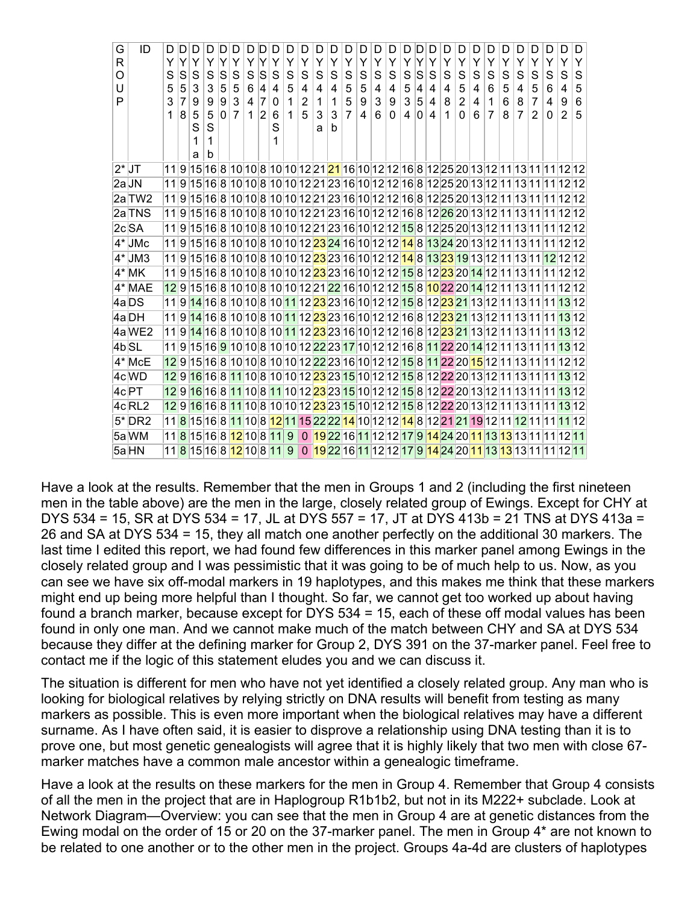| GROUP | ID | DYS 531 | DYS 578 | DYS 395S1a | DYS 395S1b | DYS 590 | DYS 537 | DYS 641 | DYS 472 | DYS 406S1 | DYS 511 | DYS 425 | DYS 413a | DYS 413b | DYS 557 | DYS 594 | DYS 436 | DYS 490 | DYS 534 | DYS 450 | DYS 444 | DYS 481 | DYS 520 | DYS 446 | DYS 617 | DYS 568 | DYS 487 | DYS 572 | DYS 640 | DYS 492 | DYS 565 |
|---|---|---|---|---|---|---|---|---|---|---|---|---|---|---|---|---|---|---|---|---|---|---|---|---|---|---|---|---|---|---|---|
| 2* | JT | 11 | 9 | 15 | 16 | 8 | 10 | 10 | 8 | 10 | 10 | 12 | 21 | 21 | 16 | 10 | 12 | 12 | 16 | 8 | 12 | 25 | 20 | 13 | 12 | 11 | 13 | 11 | 11 | 12 | 12 |
| 2a | JN | 11 | 9 | 15 | 16 | 8 | 10 | 10 | 8 | 10 | 10 | 12 | 21 | 23 | 16 | 10 | 12 | 12 | 16 | 8 | 12 | 25 | 20 | 13 | 12 | 11 | 13 | 11 | 11 | 12 | 12 |
| 2a | TW2 | 11 | 9 | 15 | 16 | 8 | 10 | 10 | 8 | 10 | 10 | 12 | 21 | 23 | 16 | 10 | 12 | 12 | 16 | 8 | 12 | 25 | 20 | 13 | 12 | 11 | 13 | 11 | 11 | 12 | 12 |
| 2a | TNS | 11 | 9 | 15 | 16 | 8 | 10 | 10 | 8 | 10 | 10 | 12 | 21 | 23 | 16 | 10 | 12 | 12 | 16 | 8 | 12 | 26 | 20 | 13 | 12 | 11 | 13 | 11 | 11 | 12 | 12 |
| 2c | SA | 11 | 9 | 15 | 16 | 8 | 10 | 10 | 8 | 10 | 10 | 12 | 21 | 23 | 16 | 10 | 12 | 12 | 15 | 8 | 12 | 25 | 20 | 13 | 12 | 11 | 13 | 11 | 11 | 12 | 12 |
| 4* | JMc | 11 | 9 | 15 | 16 | 8 | 10 | 10 | 8 | 10 | 10 | 12 | 23 | 24 | 16 | 10 | 12 | 12 | 14 | 8 | 13 | 24 | 20 | 13 | 12 | 11 | 13 | 11 | 11 | 12 | 12 |
| 4* | JM3 | 11 | 9 | 15 | 16 | 8 | 10 | 10 | 8 | 10 | 10 | 12 | 23 | 23 | 16 | 10 | 12 | 12 | 14 | 8 | 13 | 23 | 19 | 13 | 12 | 11 | 13 | 11 | 12 | 12 | 12 |
| 4* | MK | 11 | 9 | 15 | 16 | 8 | 10 | 10 | 8 | 10 | 10 | 12 | 23 | 23 | 16 | 10 | 12 | 12 | 15 | 8 | 12 | 23 | 20 | 14 | 12 | 11 | 13 | 11 | 11 | 12 | 12 |
| 4* | MAE | 12 | 9 | 15 | 16 | 8 | 10 | 10 | 8 | 10 | 10 | 12 | 21 | 22 | 16 | 10 | 12 | 12 | 15 | 8 | 10 | 22 | 20 | 14 | 12 | 11 | 13 | 11 | 11 | 12 | 12 |
| 4a | DS | 11 | 9 | 14 | 16 | 8 | 10 | 10 | 8 | 10 | 11 | 12 | 23 | 23 | 16 | 10 | 12 | 12 | 15 | 8 | 12 | 23 | 21 | 13 | 12 | 11 | 13 | 11 | 11 | 13 | 12 |
| 4a | DH | 11 | 9 | 14 | 16 | 8 | 10 | 10 | 8 | 10 | 11 | 12 | 23 | 23 | 16 | 10 | 12 | 12 | 16 | 8 | 12 | 23 | 21 | 13 | 12 | 11 | 13 | 11 | 11 | 13 | 12 |
| 4a | WE2 | 11 | 9 | 14 | 16 | 8 | 10 | 10 | 8 | 10 | 11 | 12 | 23 | 23 | 16 | 10 | 12 | 12 | 16 | 8 | 12 | 23 | 21 | 13 | 12 | 11 | 13 | 11 | 11 | 13 | 12 |
| 4b | SL | 11 | 9 | 15 | 16 | 9 | 10 | 10 | 8 | 10 | 10 | 12 | 22 | 23 | 17 | 10 | 12 | 12 | 16 | 8 | 11 | 22 | 20 | 14 | 12 | 11 | 13 | 11 | 11 | 13 | 12 |
| 4* | McE | 12 | 9 | 15 | 16 | 8 | 10 | 10 | 8 | 10 | 10 | 12 | 22 | 23 | 16 | 10 | 12 | 12 | 15 | 8 | 11 | 22 | 20 | 15 | 12 | 11 | 13 | 11 | 11 | 12 | 12 |
| 4c | WD | 12 | 9 | 16 | 16 | 8 | 11 | 10 | 8 | 10 | 10 | 12 | 23 | 23 | 15 | 10 | 12 | 12 | 15 | 8 | 12 | 22 | 20 | 13 | 12 | 11 | 13 | 11 | 11 | 13 | 12 |
| 4c | PT | 12 | 9 | 16 | 16 | 8 | 11 | 10 | 8 | 11 | 10 | 12 | 23 | 23 | 15 | 10 | 12 | 12 | 15 | 8 | 12 | 22 | 20 | 13 | 12 | 11 | 13 | 11 | 11 | 13 | 12 |
| 4c | RL2 | 12 | 9 | 16 | 16 | 8 | 11 | 10 | 8 | 10 | 10 | 12 | 23 | 23 | 15 | 10 | 12 | 12 | 15 | 8 | 12 | 22 | 20 | 13 | 12 | 11 | 13 | 11 | 11 | 13 | 12 |
| 5* | DR2 | 11 | 8 | 15 | 16 | 8 | 11 | 10 | 8 | 12 | 11 | 15 | 22 | 22 | 14 | 10 | 12 | 12 | 14 | 8 | 12 | 21 | 21 | 19 | 12 | 11 | 12 | 11 | 11 | 11 | 12 |
| 5a | WM | 11 | 8 | 15 | 16 | 8 | 12 | 10 | 8 | 11 | 9 | 0 | 19 | 22 | 16 | 11 | 12 | 12 | 17 | 9 | 14 | 24 | 20 | 11 | 13 | 13 | 13 | 11 | 11 | 12 | 11 |
| 5a | HN | 11 | 8 | 15 | 16 | 8 | 12 | 10 | 8 | 11 | 9 | 0 | 19 | 22 | 16 | 11 | 12 | 12 | 17 | 9 | 14 | 24 | 20 | 11 | 13 | 13 | 13 | 11 | 11 | 12 | 11 |

Have a look at the results. Remember that the men in Groups 1 and 2 (including the first nineteen men in the table above) are the men in the large, closely related group of Ewings. Except for CHY at DYS 534 = 15, SR at DYS 534 = 17, JL at DYS 557 = 17, JT at DYS 413b = 21 TNS at DYS 413a = 26 and SA at DYS 534 = 15, they all match one another perfectly on the additional 30 markers. The last time I edited this report, we had found few differences in this marker panel among Ewings in the closely related group and I was pessimistic that it was going to be of much help to us. Now, as you can see we have six off-modal markers in 19 haplotypes, and this makes me think that these markers might end up being more helpful than I thought. So far, we cannot get too worked up about having found a branch marker, because except for DYS 534 = 15, each of these off modal values has been found in only one man. And we cannot make much of the match between CHY and SA at DYS 534 because they differ at the defining marker for Group 2, DYS 391 on the 37-marker panel. Feel free to contact me if the logic of this statement eludes you and we can discuss it.

The situation is different for men who have not yet identified a closely related group. Any man who is looking for biological relatives by relying strictly on DNA results will benefit from testing as many markers as possible. This is even more important when the biological relatives may have a different surname. As I have often said, it is easier to disprove a relationship using DNA testing than it is to prove one, but most genetic genealogists will agree that it is highly likely that two men with close 67-marker matches have a common male ancestor within a genealogic timeframe.

Have a look at the results on these markers for the men in Group 4. Remember that Group 4 consists of all the men in the project that are in Haplogroup R1b1b2, but not in its M222+ subclade. Look at Network Diagram—Overview: you can see that the men in Group 4 are at genetic distances from the Ewing modal on the order of 15 or 20 on the 37-marker panel. The men in Group 4* are not known to be related to one another or to the other men in the project. Groups 4a-4d are clusters of haplotypes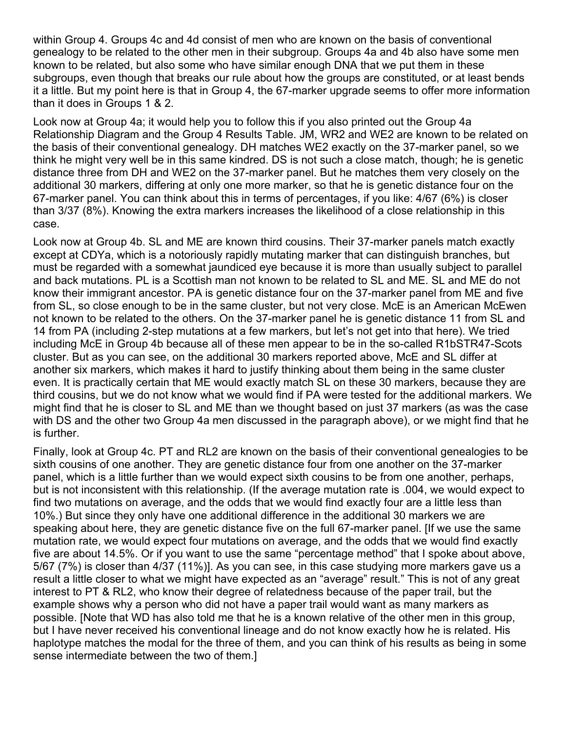within Group 4. Groups 4c and 4d consist of men who are known on the basis of conventional genealogy to be related to the other men in their subgroup. Groups 4a and 4b also have some men known to be related, but also some who have similar enough DNA that we put them in these subgroups, even though that breaks our rule about how the groups are constituted, or at least bends it a little. But my point here is that in Group 4, the 67-marker upgrade seems to offer more information than it does in Groups 1 & 2.

Look now at Group 4a; it would help you to follow this if you also printed out the Group 4a Relationship Diagram and the Group 4 Results Table. JM, WR2 and WE2 are known to be related on the basis of their conventional genealogy. DH matches WE2 exactly on the 37-marker panel, so we think he might very well be in this same kindred. DS is not such a close match, though; he is genetic distance three from DH and WE2 on the 37-marker panel. But he matches them very closely on the additional 30 markers, differing at only one more marker, so that he is genetic distance four on the 67-marker panel. You can think about this in terms of percentages, if you like: 4/67 (6%) is closer than 3/37 (8%). Knowing the extra markers increases the likelihood of a close relationship in this case.

Look now at Group 4b. SL and ME are known third cousins. Their 37-marker panels match exactly except at CDYa, which is a notoriously rapidly mutating marker that can distinguish branches, but must be regarded with a somewhat jaundiced eye because it is more than usually subject to parallel and back mutations. PL is a Scottish man not known to be related to SL and ME. SL and ME do not know their immigrant ancestor. PA is genetic distance four on the 37-marker panel from ME and five from SL, so close enough to be in the same cluster, but not very close. McE is an American McEwen not known to be related to the others. On the 37-marker panel he is genetic distance 11 from SL and 14 from PA (including 2-step mutations at a few markers, but let's not get into that here). We tried including McE in Group 4b because all of these men appear to be in the so-called R1bSTR47-Scots cluster. But as you can see, on the additional 30 markers reported above, McE and SL differ at another six markers, which makes it hard to justify thinking about them being in the same cluster even. It is practically certain that ME would exactly match SL on these 30 markers, because they are third cousins, but we do not know what we would find if PA were tested for the additional markers. We might find that he is closer to SL and ME than we thought based on just 37 markers (as was the case with DS and the other two Group 4a men discussed in the paragraph above), or we might find that he is further.

Finally, look at Group 4c. PT and RL2 are known on the basis of their conventional genealogies to be sixth cousins of one another. They are genetic distance four from one another on the 37-marker panel, which is a little further than we would expect sixth cousins to be from one another, perhaps, but is not inconsistent with this relationship. (If the average mutation rate is .004, we would expect to find two mutations on average, and the odds that we would find exactly four are a little less than 10%.) But since they only have one additional difference in the additional 30 markers we are speaking about here, they are genetic distance five on the full 67-marker panel. [If we use the same mutation rate, we would expect four mutations on average, and the odds that we would find exactly five are about 14.5%. Or if you want to use the same "percentage method" that I spoke about above, 5/67 (7%) is closer than 4/37 (11%)]. As you can see, in this case studying more markers gave us a result a little closer to what we might have expected as an "average" result." This is not of any great interest to PT & RL2, who know their degree of relatedness because of the paper trail, but the example shows why a person who did not have a paper trail would want as many markers as possible. [Note that WD has also told me that he is a known relative of the other men in this group, but I have never received his conventional lineage and do not know exactly how he is related. His haplotype matches the modal for the three of them, and you can think of his results as being in some sense intermediate between the two of them.]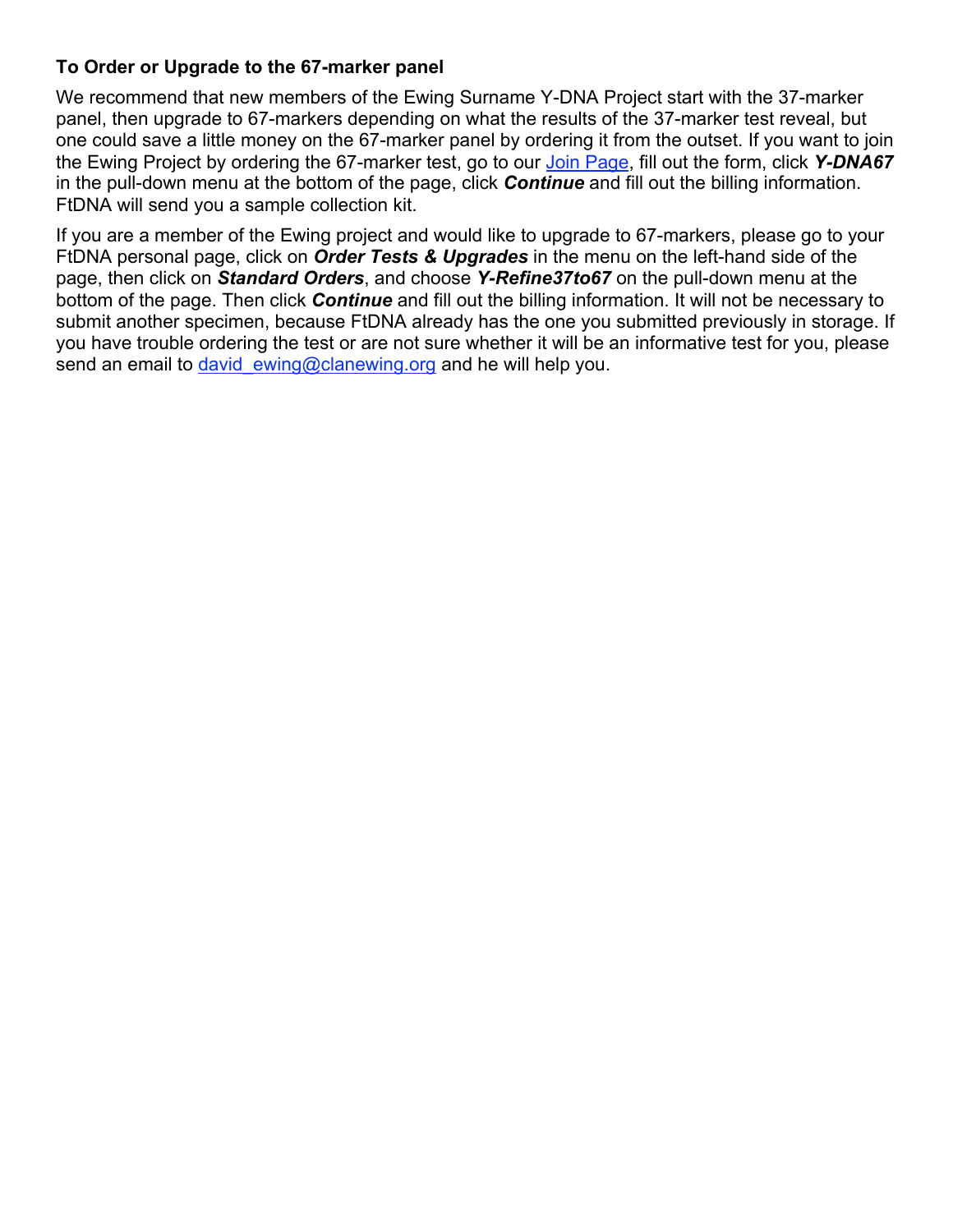**To Order or Upgrade to the 67-marker panel**

We recommend that new members of the Ewing Surname Y-DNA Project start with the 37-marker panel, then upgrade to 67-markers depending on what the results of the 37-marker test reveal, but one could save a little money on the 67-marker panel by ordering it from the outset. If you want to join the Ewing Project by ordering the 67-marker test, go to our Join Page, fill out the form, click ***Y-DNA67*** in the pull-down menu at the bottom of the page, click ***Continue*** and fill out the billing information. FtDNA will send you a sample collection kit.

If you are a member of the Ewing project and would like to upgrade to 67-markers, please go to your FtDNA personal page, click on ***Order Tests & Upgrades*** in the menu on the left-hand side of the page, then click on ***Standard Orders***, and choose ***Y-Refine37to67*** on the pull-down menu at the bottom of the page. Then click ***Continue*** and fill out the billing information. It will not be necessary to submit another specimen, because FtDNA already has the one you submitted previously in storage. If you have trouble ordering the test or are not sure whether it will be an informative test for you, please send an email to david_ewing@clanewing.org and he will help you.